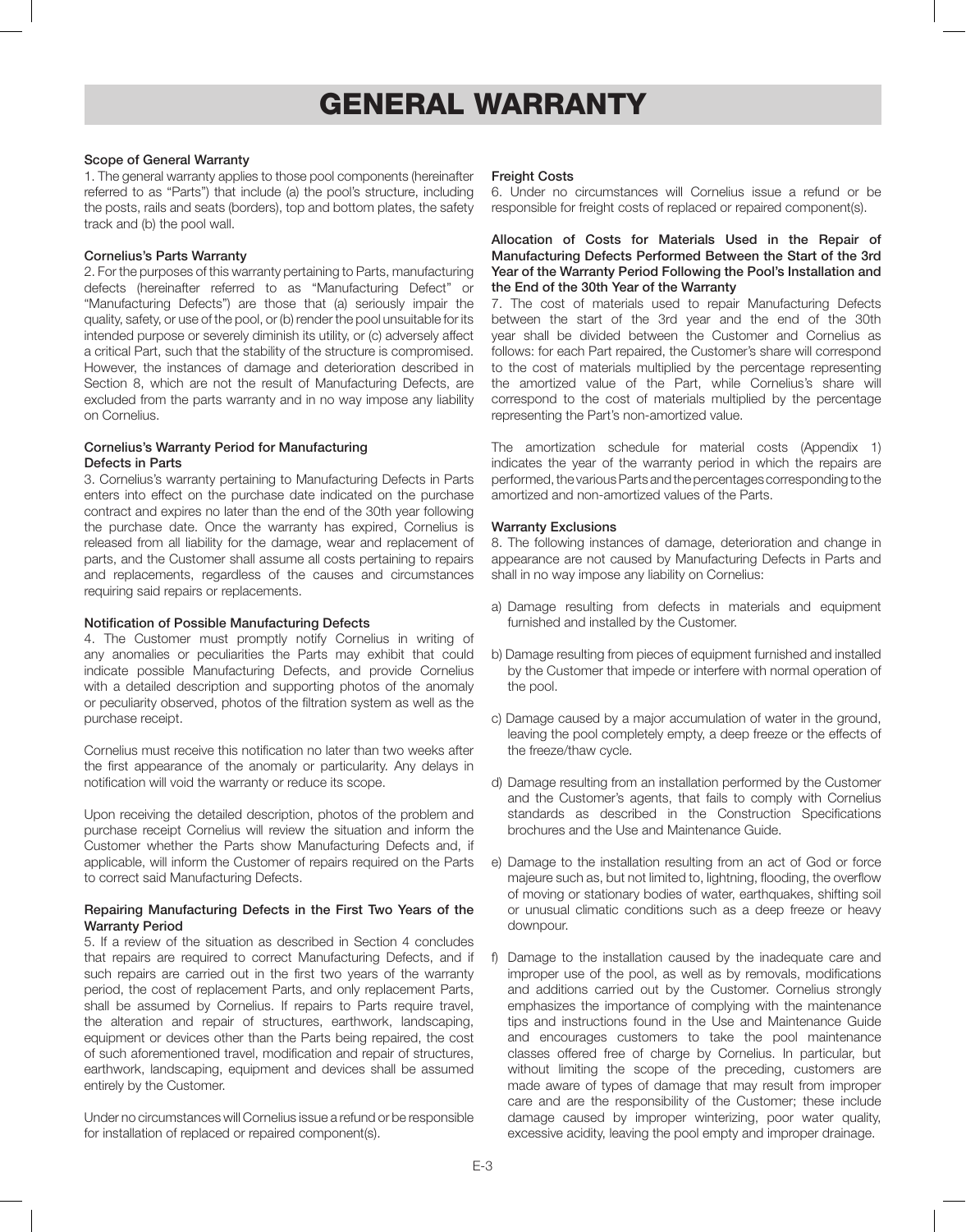# GENERAL WARRANTY

**Scope of General Warranty**

1. The general warranty applies to those pool components (hereinafter referred to as "Parts") that include (a) the pool's structure, including the posts, rails and seats (borders), top and bottom plates, the safety track and (b) the pool wall.

**Cornelius's Parts Warranty**

2. For the purposes of this warranty pertaining to Parts, manufacturing defects (hereinafter referred to as "Manufacturing Defect" or "Manufacturing Defects") are those that (a) seriously impair the quality, safety, or use of the pool, or (b) render the pool unsuitable for its intended purpose or severely diminish its utility, or (c) adversely affect a critical Part, such that the stability of the structure is compromised. However, the instances of damage and deterioration described in Section 8, which are not the result of Manufacturing Defects, are excluded from the parts warranty and in no way impose any liability on Cornelius.

**Cornelius's Warranty Period for Manufacturing Defects in Parts**

3. Cornelius's warranty pertaining to Manufacturing Defects in Parts enters into effect on the purchase date indicated on the purchase contract and expires no later than the end of the 30th year following the purchase date. Once the warranty has expired, Cornelius is released from all liability for the damage, wear and replacement of parts, and the Customer shall assume all costs pertaining to repairs and replacements, regardless of the causes and circumstances requiring said repairs or replacements.

**Notification of Possible Manufacturing Defects**

4. The Customer must promptly notify Cornelius in writing of any anomalies or peculiarities the Parts may exhibit that could indicate possible Manufacturing Defects, and provide Cornelius with a detailed description and supporting photos of the anomaly or peculiarity observed, photos of the filtration system as well as the purchase receipt.

Cornelius must receive this notification no later than two weeks after the first appearance of the anomaly or particularity. Any delays in notification will void the warranty or reduce its scope.

Upon receiving the detailed description, photos of the problem and purchase receipt Cornelius will review the situation and inform the Customer whether the Parts show Manufacturing Defects and, if applicable, will inform the Customer of repairs required on the Parts to correct said Manufacturing Defects.

**Repairing Manufacturing Defects in the First Two Years of the Warranty Period**

5. If a review of the situation as described in Section 4 concludes that repairs are required to correct Manufacturing Defects, and if such repairs are carried out in the first two years of the warranty period, the cost of replacement Parts, and only replacement Parts, shall be assumed by Cornelius. If repairs to Parts require travel, the alteration and repair of structures, earthwork, landscaping, equipment or devices other than the Parts being repaired, the cost of such aforementioned travel, modification and repair of structures, earthwork, landscaping, equipment and devices shall be assumed entirely by the Customer.

Under no circumstances will Cornelius issue a refund or be responsible for installation of replaced or repaired component(s).

**Freight Costs**

6. Under no circumstances will Cornelius issue a refund or be responsible for freight costs of replaced or repaired component(s).

**Allocation of Costs for Materials Used in the Repair of Manufacturing Defects Performed Between the Start of the 3rd Year of the Warranty Period Following the Pool's Installation and the End of the 30th Year of the Warranty**

7. The cost of materials used to repair Manufacturing Defects between the start of the 3rd year and the end of the 30th year shall be divided between the Customer and Cornelius as follows: for each Part repaired, the Customer's share will correspond to the cost of materials multiplied by the percentage representing the amortized value of the Part, while Cornelius's share will correspond to the cost of materials multiplied by the percentage representing the Part's non-amortized value.

The amortization schedule for material costs (Appendix 1) indicates the year of the warranty period in which the repairs are performed, the various Parts and the percentages corresponding to the amortized and non-amortized values of the Parts.

**Warranty Exclusions**

8. The following instances of damage, deterioration and change in appearance are not caused by Manufacturing Defects in Parts and shall in no way impose any liability on Cornelius:

a) Damage resulting from defects in materials and equipment furnished and installed by the Customer.

b) Damage resulting from pieces of equipment furnished and installed by the Customer that impede or interfere with normal operation of the pool.

c) Damage caused by a major accumulation of water in the ground, leaving the pool completely empty, a deep freeze or the effects of the freeze/thaw cycle.

d) Damage resulting from an installation performed by the Customer and the Customer's agents, that fails to comply with Cornelius standards as described in the Construction Specifications brochures and the Use and Maintenance Guide.

e) Damage to the installation resulting from an act of God or force majeure such as, but not limited to, lightning, flooding, the overflow of moving or stationary bodies of water, earthquakes, shifting soil or unusual climatic conditions such as a deep freeze or heavy downpour.

f) Damage to the installation caused by the inadequate care and improper use of the pool, as well as by removals, modifications and additions carried out by the Customer. Cornelius strongly emphasizes the importance of complying with the maintenance tips and instructions found in the Use and Maintenance Guide and encourages customers to take the pool maintenance classes offered free of charge by Cornelius. In particular, but without limiting the scope of the preceding, customers are made aware of types of damage that may result from improper care and are the responsibility of the Customer; these include damage caused by improper winterizing, poor water quality, excessive acidity, leaving the pool empty and improper drainage.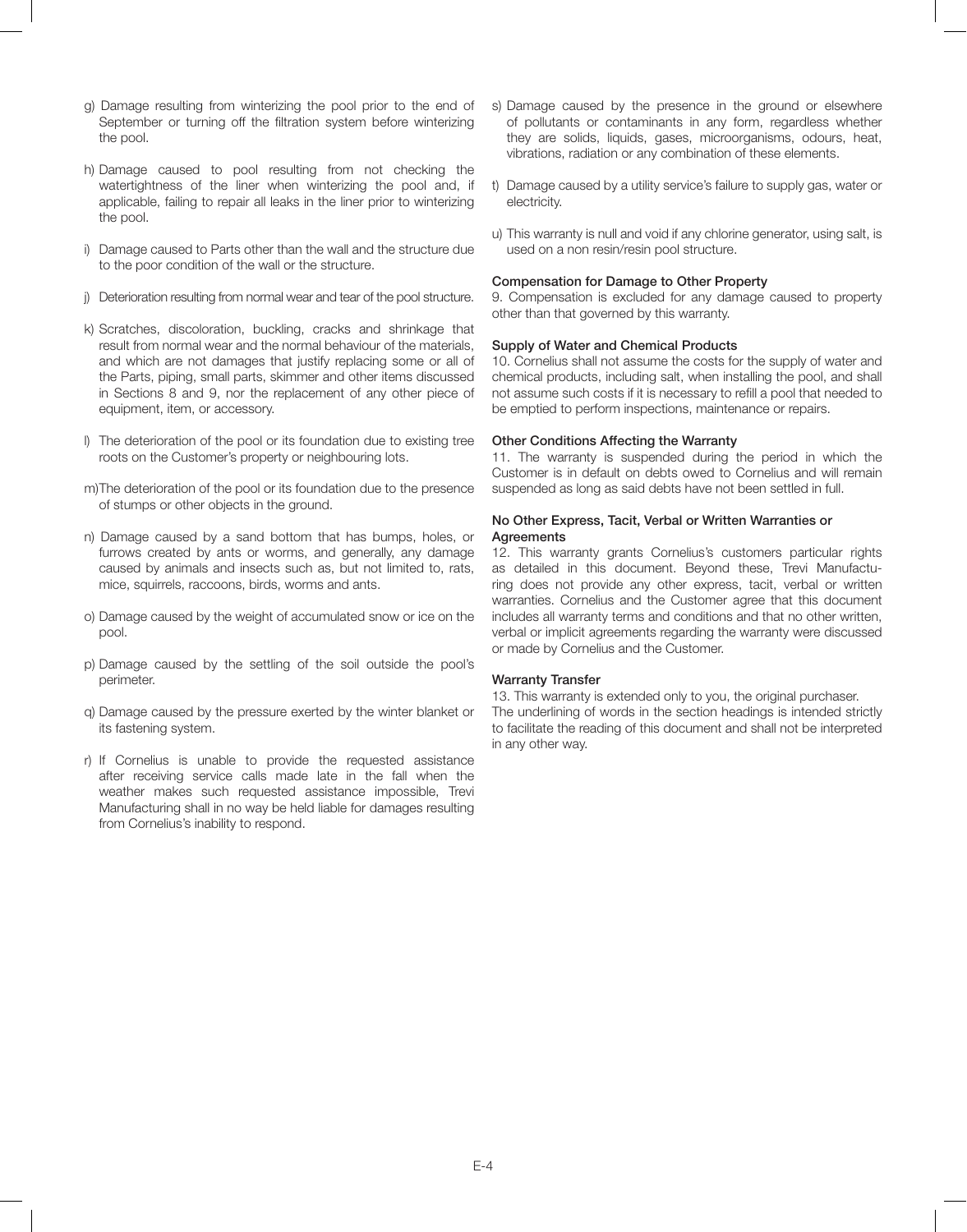g) Damage resulting from winterizing the pool prior to the end of September or turning off the filtration system before winterizing the pool.

h) Damage caused to pool resulting from not checking the watertightness of the liner when winterizing the pool and, if applicable, failing to repair all leaks in the liner prior to winterizing the pool.

i) Damage caused to Parts other than the wall and the structure due to the poor condition of the wall or the structure.

j) Deterioration resulting from normal wear and tear of the pool structure.

k) Scratches, discoloration, buckling, cracks and shrinkage that result from normal wear and the normal behaviour of the materials, and which are not damages that justify replacing some or all of the Parts, piping, small parts, skimmer and other items discussed in Sections 8 and 9, nor the replacement of any other piece of equipment, item, or accessory.

l) The deterioration of the pool or its foundation due to existing tree roots on the Customer's property or neighbouring lots.

m) The deterioration of the pool or its foundation due to the presence of stumps or other objects in the ground.

n) Damage caused by a sand bottom that has bumps, holes, or furrows created by ants or worms, and generally, any damage caused by animals and insects such as, but not limited to, rats, mice, squirrels, raccoons, birds, worms and ants.

o) Damage caused by the weight of accumulated snow or ice on the pool.

p) Damage caused by the settling of the soil outside the pool's perimeter.

q) Damage caused by the pressure exerted by the winter blanket or its fastening system.

r) If Cornelius is unable to provide the requested assistance after receiving service calls made late in the fall when the weather makes such requested assistance impossible, Trevi Manufacturing shall in no way be held liable for damages resulting from Cornelius's inability to respond.

s) Damage caused by the presence in the ground or elsewhere of pollutants or contaminants in any form, regardless whether they are solids, liquids, gases, microorganisms, odours, heat, vibrations, radiation or any combination of these elements.

t) Damage caused by a utility service's failure to supply gas, water or electricity.

u) This warranty is null and void if any chlorine generator, using salt, is used on a non resin/resin pool structure.

**Compensation for Damage to Other Property**

9. Compensation is excluded for any damage caused to property other than that governed by this warranty.

**Supply of Water and Chemical Products**

10. Cornelius shall not assume the costs for the supply of water and chemical products, including salt, when installing the pool, and shall not assume such costs if it is necessary to refill a pool that needed to be emptied to perform inspections, maintenance or repairs.

**Other Conditions Affecting the Warranty**

11. The warranty is suspended during the period in which the Customer is in default on debts owed to Cornelius and will remain suspended as long as said debts have not been settled in full.

**No Other Express, Tacit, Verbal or Written Warranties or Agreements**

12. This warranty grants Cornelius's customers particular rights as detailed in this document. Beyond these, Trevi Manufacturing does not provide any other express, tacit, verbal or written warranties. Cornelius and the Customer agree that this document includes all warranty terms and conditions and that no other written, verbal or implicit agreements regarding the warranty were discussed or made by Cornelius and the Customer.

**Warranty Transfer**

13. This warranty is extended only to you, the original purchaser.
The underlining of words in the section headings is intended strictly to facilitate the reading of this document and shall not be interpreted in any other way.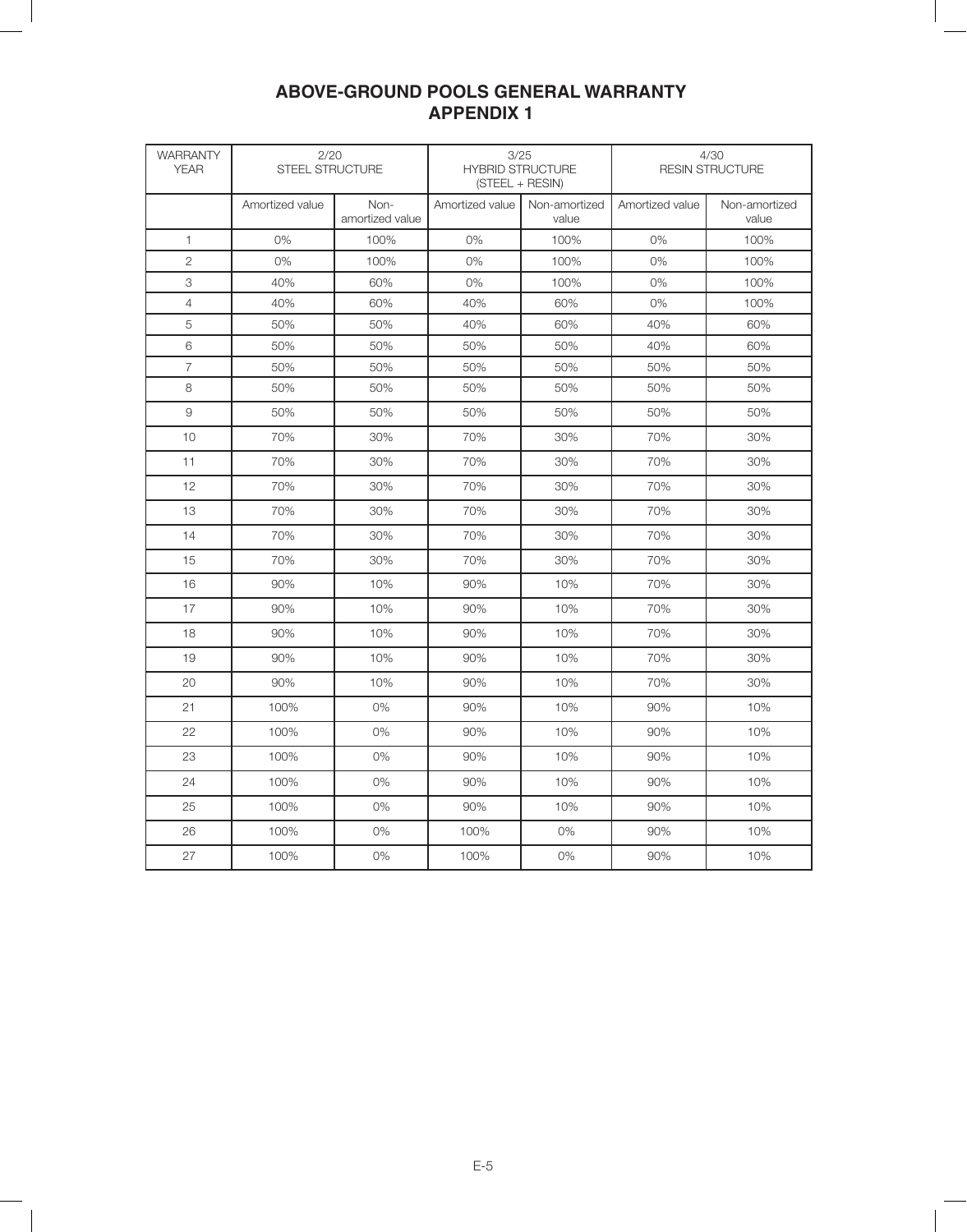# ABOVE-GROUND POOLS GENERAL WARRANTY
## APPENDIX 1

| WARRANTY YEAR | 2/20 STEEL STRUCTURE | | 3/25 HYBRID STRUCTURE (STEEL + RESIN) | | 4/30 RESIN STRUCTURE | |
|---|---|---|---|---|---|---|
| | Amortized value | Non-amortized value | Amortized value | Non-amortized value | Amortized value | Non-amortized value |
| 1 | 0% | 100% | 0% | 100% | 0% | 100% |
| 2 | 0% | 100% | 0% | 100% | 0% | 100% |
| 3 | 40% | 60% | 0% | 100% | 0% | 100% |
| 4 | 40% | 60% | 40% | 60% | 0% | 100% |
| 5 | 50% | 50% | 40% | 60% | 40% | 60% |
| 6 | 50% | 50% | 50% | 50% | 40% | 60% |
| 7 | 50% | 50% | 50% | 50% | 50% | 50% |
| 8 | 50% | 50% | 50% | 50% | 50% | 50% |
| 9 | 50% | 50% | 50% | 50% | 50% | 50% |
| 10 | 70% | 30% | 70% | 30% | 70% | 30% |
| 11 | 70% | 30% | 70% | 30% | 70% | 30% |
| 12 | 70% | 30% | 70% | 30% | 70% | 30% |
| 13 | 70% | 30% | 70% | 30% | 70% | 30% |
| 14 | 70% | 30% | 70% | 30% | 70% | 30% |
| 15 | 70% | 30% | 70% | 30% | 70% | 30% |
| 16 | 90% | 10% | 90% | 10% | 70% | 30% |
| 17 | 90% | 10% | 90% | 10% | 70% | 30% |
| 18 | 90% | 10% | 90% | 10% | 70% | 30% |
| 19 | 90% | 10% | 90% | 10% | 70% | 30% |
| 20 | 90% | 10% | 90% | 10% | 70% | 30% |
| 21 | 100% | 0% | 90% | 10% | 90% | 10% |
| 22 | 100% | 0% | 90% | 10% | 90% | 10% |
| 23 | 100% | 0% | 90% | 10% | 90% | 10% |
| 24 | 100% | 0% | 90% | 10% | 90% | 10% |
| 25 | 100% | 0% | 90% | 10% | 90% | 10% |
| 26 | 100% | 0% | 100% | 0% | 90% | 10% |
| 27 | 100% | 0% | 100% | 0% | 90% | 10% |